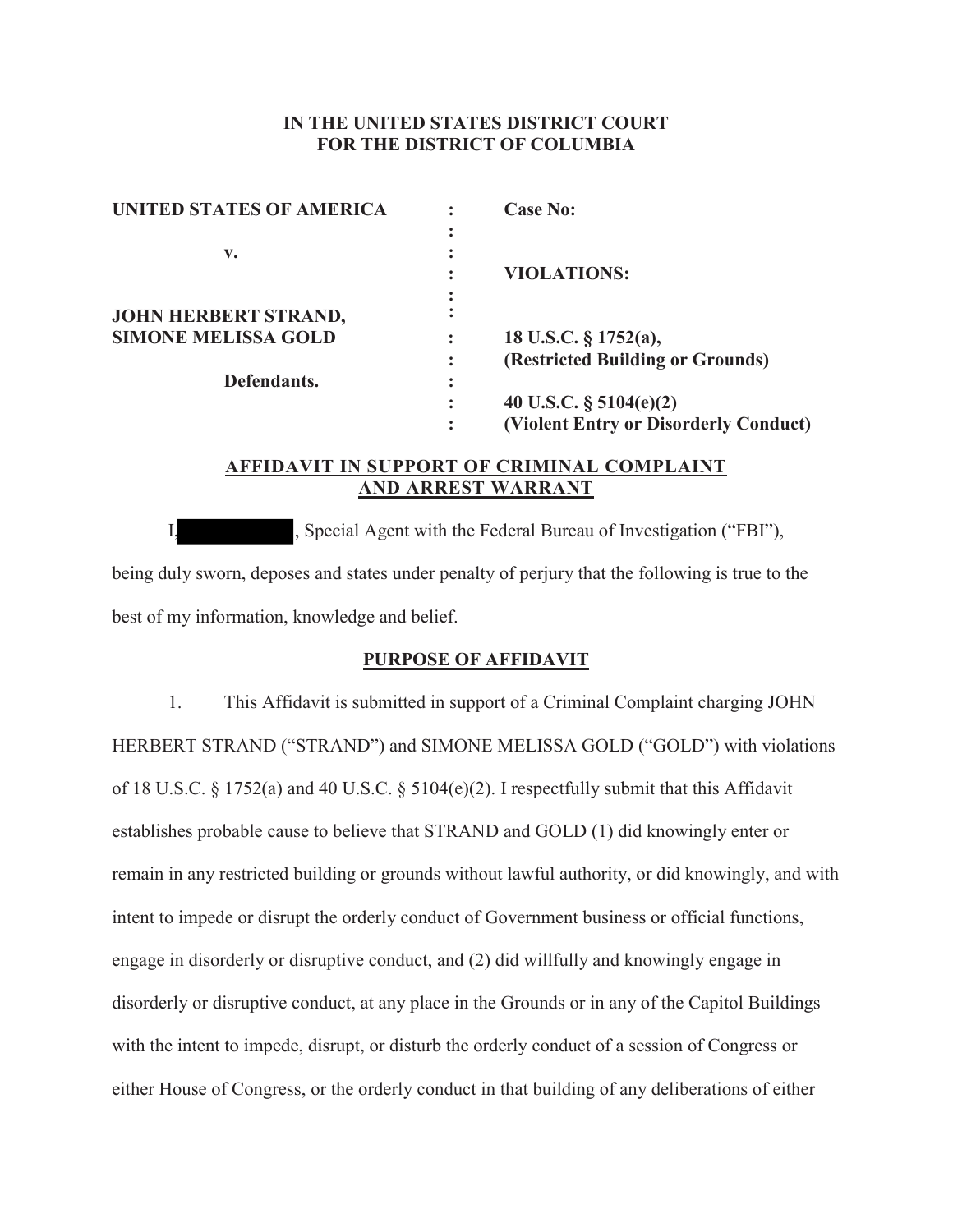**IN THE UNITED STATES DISTRICT COURT**
**FOR THE DISTRICT OF COLUMBIA**

| | | |
|---|---|---|
| **UNITED STATES OF AMERICA** | : | **Case No:** |
| | : | |
| **v.** | : | |
| | : | **VIOLATIONS:** |
| | : | |
| **JOHN HERBERT STRAND,** | : | |
| **SIMONE MELISSA GOLD** | : | **18 U.S.C. § 1752(a),** |
| | : | **(Restricted Building or Grounds)** |
| **Defendants.** | : | |
| | : | **40 U.S.C. § 5104(e)(2)** |
| | : | **(Violent Entry or Disorderly Conduct)** |

## AFFIDAVIT IN SUPPORT OF CRIMINAL COMPLAINT AND ARREST WARRANT

I, [REDACTED], Special Agent with the Federal Bureau of Investigation ("FBI"), being duly sworn, deposes and states under penalty of perjury that the following is true to the best of my information, knowledge and belief.

## PURPOSE OF AFFIDAVIT

1. This Affidavit is submitted in support of a Criminal Complaint charging JOHN HERBERT STRAND ("STRAND") and SIMONE MELISSA GOLD ("GOLD") with violations of 18 U.S.C. § 1752(a) and 40 U.S.C. § 5104(e)(2). I respectfully submit that this Affidavit establishes probable cause to believe that STRAND and GOLD (1) did knowingly enter or remain in any restricted building or grounds without lawful authority, or did knowingly, and with intent to impede or disrupt the orderly conduct of Government business or official functions, engage in disorderly or disruptive conduct, and (2) did willfully and knowingly engage in disorderly or disruptive conduct, at any place in the Grounds or in any of the Capitol Buildings with the intent to impede, disrupt, or disturb the orderly conduct of a session of Congress or either House of Congress, or the orderly conduct in that building of any deliberations of either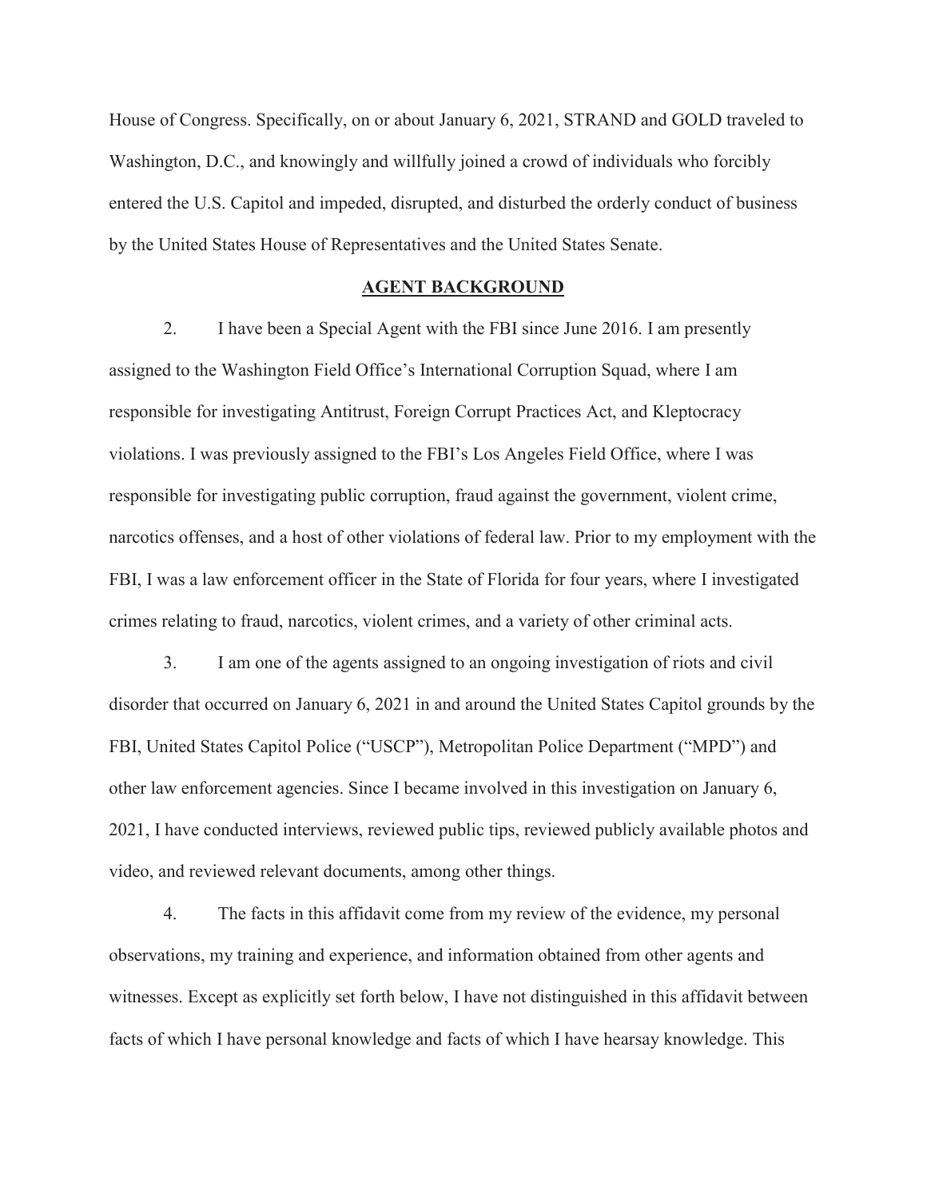House of Congress. Specifically, on or about January 6, 2021, STRAND and GOLD traveled to Washington, D.C., and knowingly and willfully joined a crowd of individuals who forcibly entered the U.S. Capitol and impeded, disrupted, and disturbed the orderly conduct of business by the United States House of Representatives and the United States Senate.

## **AGENT BACKGROUND**

2. I have been a Special Agent with the FBI since June 2016. I am presently assigned to the Washington Field Office's International Corruption Squad, where I am responsible for investigating Antitrust, Foreign Corrupt Practices Act, and Kleptocracy violations. I was previously assigned to the FBI's Los Angeles Field Office, where I was responsible for investigating public corruption, fraud against the government, violent crime, narcotics offenses, and a host of other violations of federal law. Prior to my employment with the FBI, I was a law enforcement officer in the State of Florida for four years, where I investigated crimes relating to fraud, narcotics, violent crimes, and a variety of other criminal acts.

3. I am one of the agents assigned to an ongoing investigation of riots and civil disorder that occurred on January 6, 2021 in and around the United States Capitol grounds by the FBI, United States Capitol Police ("USCP"), Metropolitan Police Department ("MPD") and other law enforcement agencies. Since I became involved in this investigation on January 6, 2021, I have conducted interviews, reviewed public tips, reviewed publicly available photos and video, and reviewed relevant documents, among other things.

4. The facts in this affidavit come from my review of the evidence, my personal observations, my training and experience, and information obtained from other agents and witnesses. Except as explicitly set forth below, I have not distinguished in this affidavit between facts of which I have personal knowledge and facts of which I have hearsay knowledge. This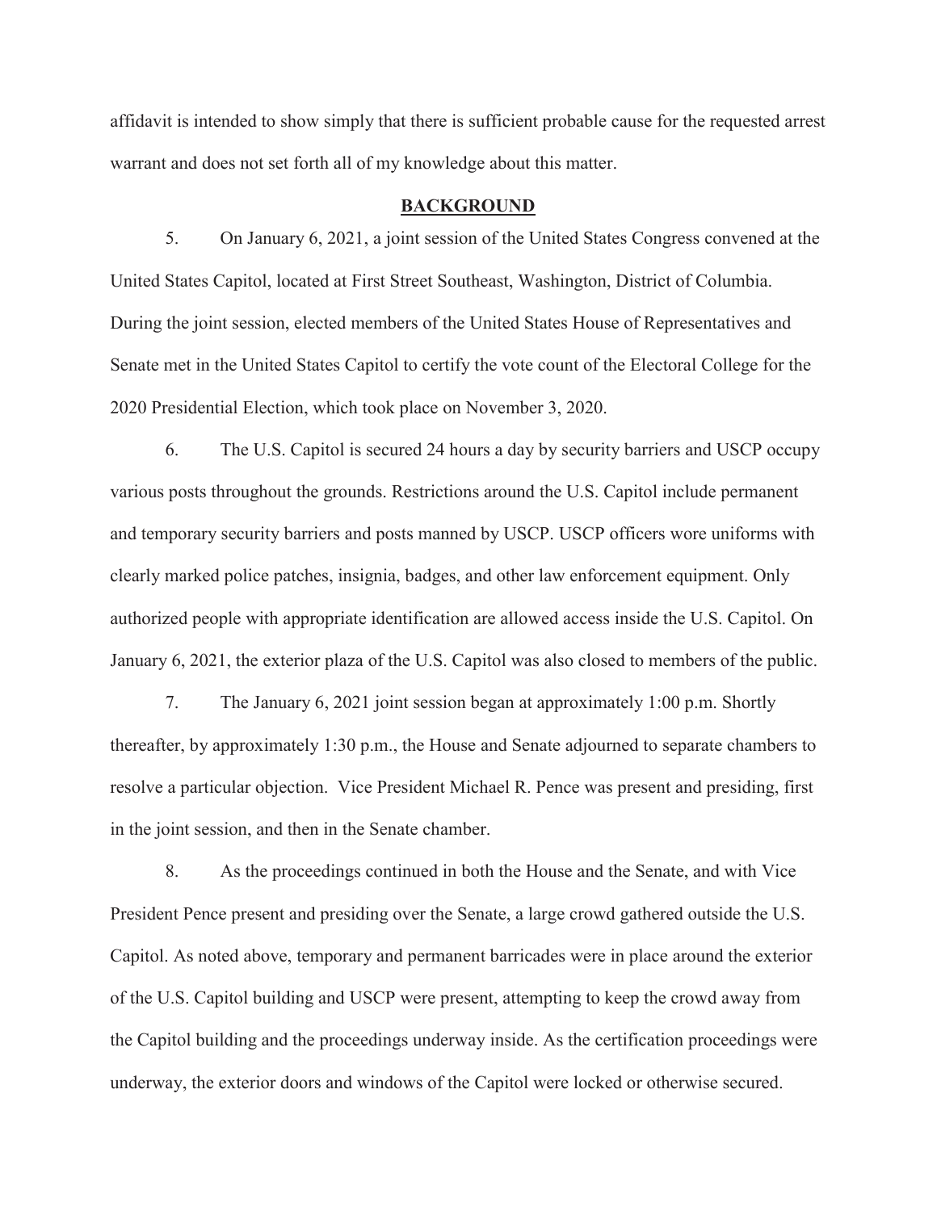affidavit is intended to show simply that there is sufficient probable cause for the requested arrest warrant and does not set forth all of my knowledge about this matter.

## BACKGROUND

5. On January 6, 2021, a joint session of the United States Congress convened at the United States Capitol, located at First Street Southeast, Washington, District of Columbia. During the joint session, elected members of the United States House of Representatives and Senate met in the United States Capitol to certify the vote count of the Electoral College for the 2020 Presidential Election, which took place on November 3, 2020.

6. The U.S. Capitol is secured 24 hours a day by security barriers and USCP occupy various posts throughout the grounds. Restrictions around the U.S. Capitol include permanent and temporary security barriers and posts manned by USCP. USCP officers wore uniforms with clearly marked police patches, insignia, badges, and other law enforcement equipment. Only authorized people with appropriate identification are allowed access inside the U.S. Capitol. On January 6, 2021, the exterior plaza of the U.S. Capitol was also closed to members of the public.

7. The January 6, 2021 joint session began at approximately 1:00 p.m. Shortly thereafter, by approximately 1:30 p.m., the House and Senate adjourned to separate chambers to resolve a particular objection. Vice President Michael R. Pence was present and presiding, first in the joint session, and then in the Senate chamber.

8. As the proceedings continued in both the House and the Senate, and with Vice President Pence present and presiding over the Senate, a large crowd gathered outside the U.S. Capitol. As noted above, temporary and permanent barricades were in place around the exterior of the U.S. Capitol building and USCP were present, attempting to keep the crowd away from the Capitol building and the proceedings underway inside. As the certification proceedings were underway, the exterior doors and windows of the Capitol were locked or otherwise secured.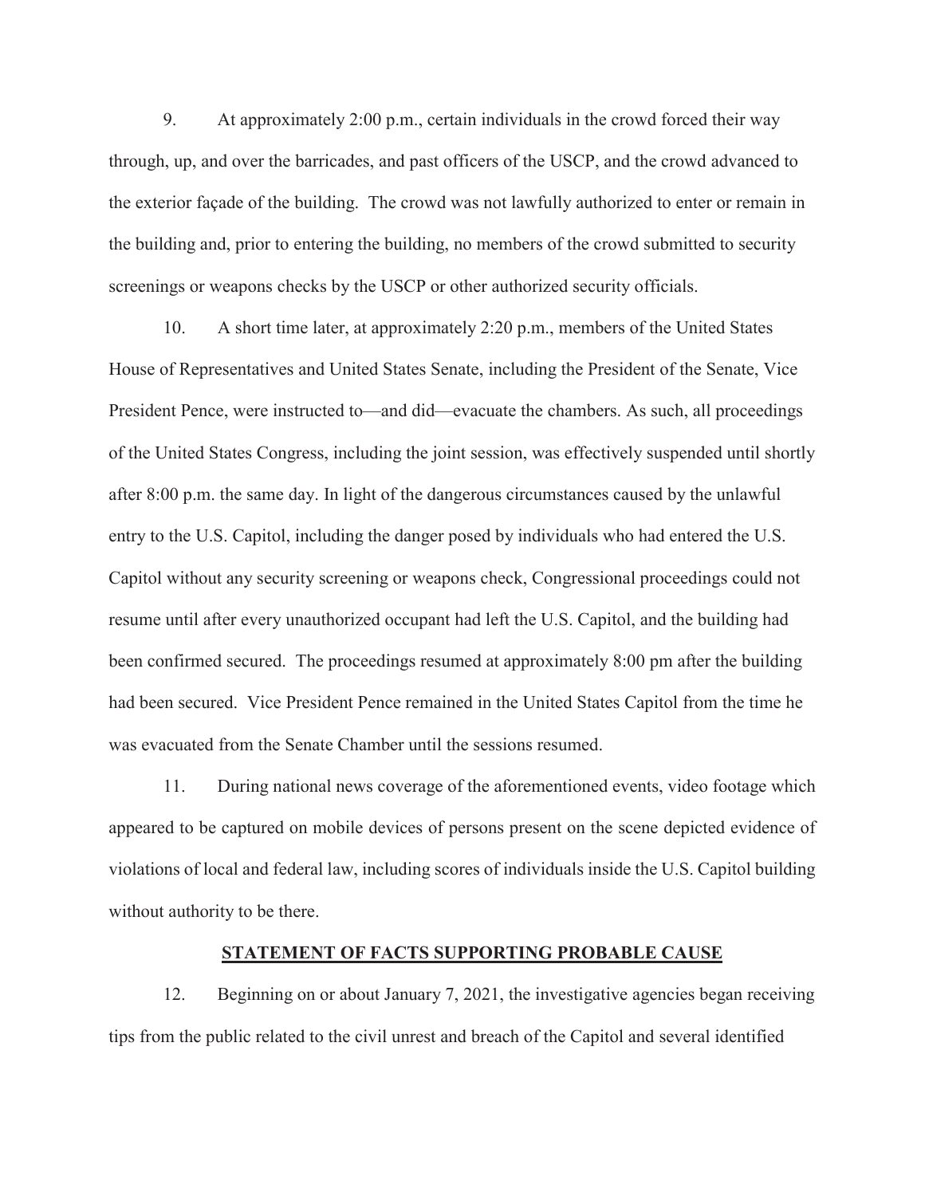9. At approximately 2:00 p.m., certain individuals in the crowd forced their way through, up, and over the barricades, and past officers of the USCP, and the crowd advanced to the exterior façade of the building. The crowd was not lawfully authorized to enter or remain in the building and, prior to entering the building, no members of the crowd submitted to security screenings or weapons checks by the USCP or other authorized security officials.

10. A short time later, at approximately 2:20 p.m., members of the United States House of Representatives and United States Senate, including the President of the Senate, Vice President Pence, were instructed to—and did—evacuate the chambers. As such, all proceedings of the United States Congress, including the joint session, was effectively suspended until shortly after 8:00 p.m. the same day. In light of the dangerous circumstances caused by the unlawful entry to the U.S. Capitol, including the danger posed by individuals who had entered the U.S. Capitol without any security screening or weapons check, Congressional proceedings could not resume until after every unauthorized occupant had left the U.S. Capitol, and the building had been confirmed secured. The proceedings resumed at approximately 8:00 pm after the building had been secured. Vice President Pence remained in the United States Capitol from the time he was evacuated from the Senate Chamber until the sessions resumed.

11. During national news coverage of the aforementioned events, video footage which appeared to be captured on mobile devices of persons present on the scene depicted evidence of violations of local and federal law, including scores of individuals inside the U.S. Capitol building without authority to be there.

## STATEMENT OF FACTS SUPPORTING PROBABLE CAUSE

12. Beginning on or about January 7, 2021, the investigative agencies began receiving tips from the public related to the civil unrest and breach of the Capitol and several identified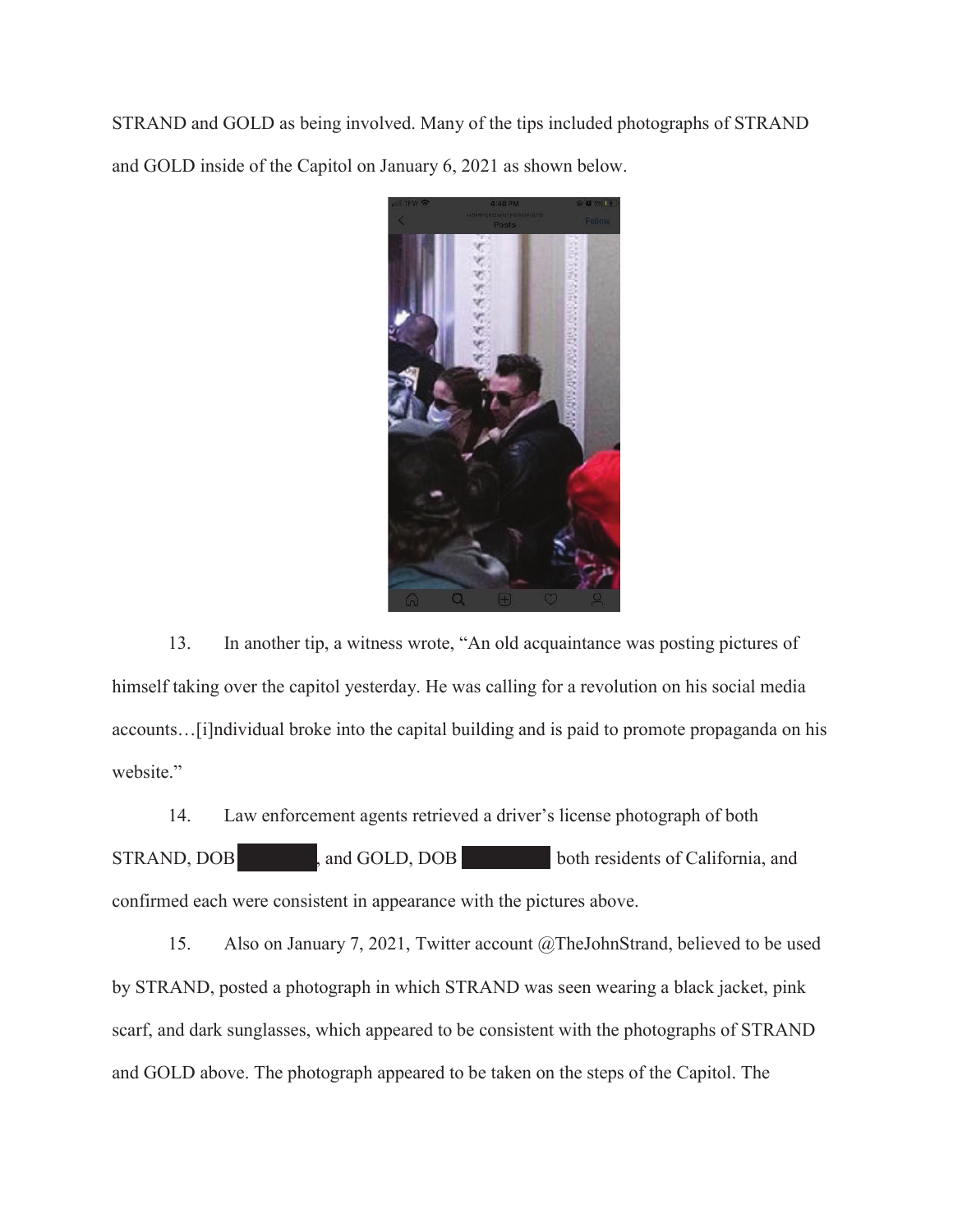STRAND and GOLD as being involved. Many of the tips included photographs of STRAND and GOLD inside of the Capitol on January 6, 2021 as shown below.

13. In another tip, a witness wrote, “An old acquaintance was posting pictures of himself taking over the capitol yesterday. He was calling for a revolution on his social media accounts…[i]ndividual broke into the capital building and is paid to promote propaganda on his website.”

14. Law enforcement agents retrieved a driver’s license photograph of both STRAND, DOB ██████, and GOLD, DOB ██████ both residents of California, and confirmed each were consistent in appearance with the pictures above.

15. Also on January 7, 2021, Twitter account @TheJohnStrand, believed to be used by STRAND, posted a photograph in which STRAND was seen wearing a black jacket, pink scarf, and dark sunglasses, which appeared to be consistent with the photographs of STRAND and GOLD above. The photograph appeared to be taken on the steps of the Capitol. The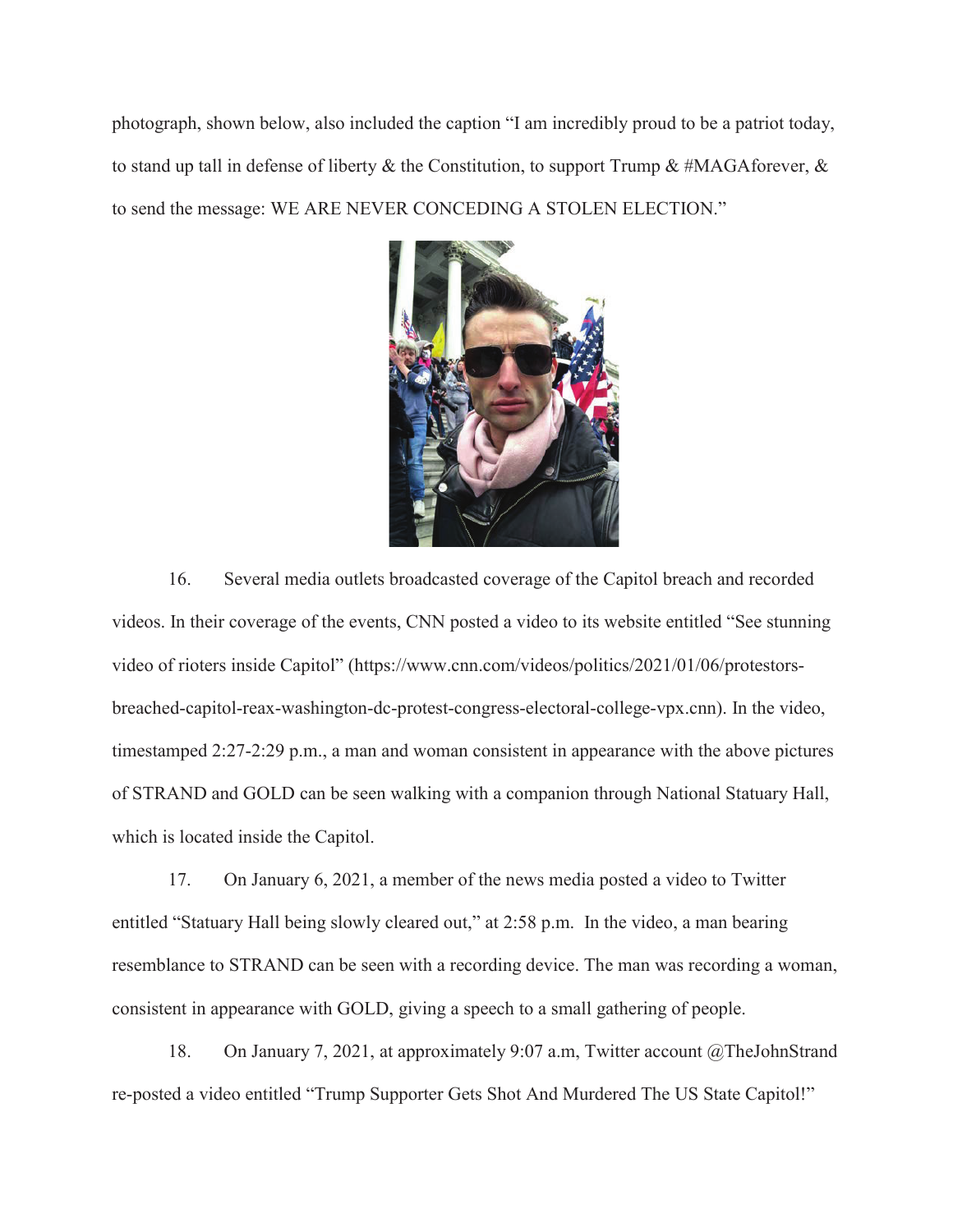photograph, shown below, also included the caption "I am incredibly proud to be a patriot today, to stand up tall in defense of liberty & the Constitution, to support Trump & #MAGAforever, & to send the message: WE ARE NEVER CONCEDING A STOLEN ELECTION."

16. Several media outlets broadcasted coverage of the Capitol breach and recorded videos. In their coverage of the events, CNN posted a video to its website entitled "See stunning video of rioters inside Capitol" (https://www.cnn.com/videos/politics/2021/01/06/protestors-breached-capitol-reax-washington-dc-protest-congress-electoral-college-vpx.cnn). In the video, timestamped 2:27-2:29 p.m., a man and woman consistent in appearance with the above pictures of STRAND and GOLD can be seen walking with a companion through National Statuary Hall, which is located inside the Capitol.

17. On January 6, 2021, a member of the news media posted a video to Twitter entitled "Statuary Hall being slowly cleared out," at 2:58 p.m. In the video, a man bearing resemblance to STRAND can be seen with a recording device. The man was recording a woman, consistent in appearance with GOLD, giving a speech to a small gathering of people.

18. On January 7, 2021, at approximately 9:07 a.m, Twitter account @TheJohnStrand re-posted a video entitled "Trump Supporter Gets Shot And Murdered The US State Capitol!"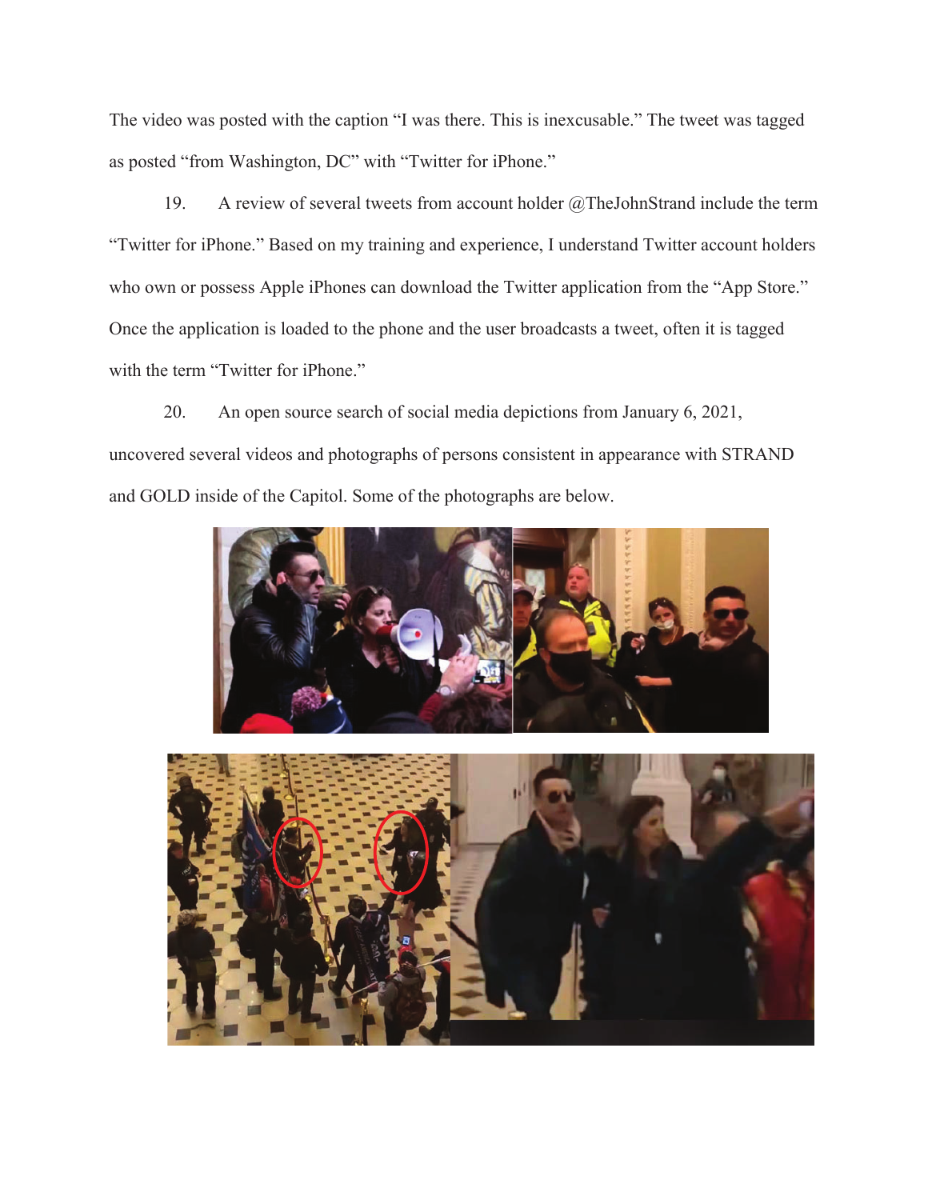The video was posted with the caption "I was there. This is inexcusable." The tweet was tagged as posted "from Washington, DC" with "Twitter for iPhone."

19. A review of several tweets from account holder @TheJohnStrand include the term "Twitter for iPhone." Based on my training and experience, I understand Twitter account holders who own or possess Apple iPhones can download the Twitter application from the "App Store." Once the application is loaded to the phone and the user broadcasts a tweet, often it is tagged with the term "Twitter for iPhone."

20. An open source search of social media depictions from January 6, 2021, uncovered several videos and photographs of persons consistent in appearance with STRAND and GOLD inside of the Capitol. Some of the photographs are below.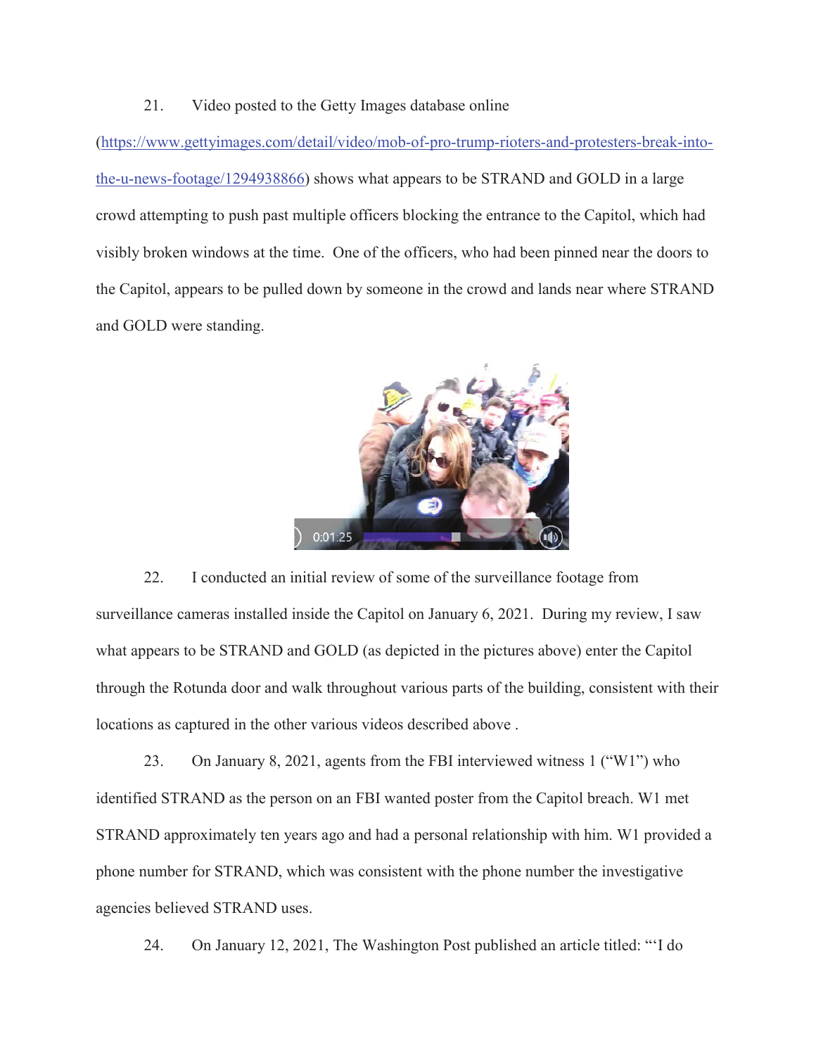21. Video posted to the Getty Images database online (https://www.gettyimages.com/detail/video/mob-of-pro-trump-rioters-and-protesters-break-into-the-u-news-footage/1294938866) shows what appears to be STRAND and GOLD in a large crowd attempting to push past multiple officers blocking the entrance to the Capitol, which had visibly broken windows at the time. One of the officers, who had been pinned near the doors to the Capitol, appears to be pulled down by someone in the crowd and lands near where STRAND and GOLD were standing.

22. I conducted an initial review of some of the surveillance footage from surveillance cameras installed inside the Capitol on January 6, 2021. During my review, I saw what appears to be STRAND and GOLD (as depicted in the pictures above) enter the Capitol through the Rotunda door and walk throughout various parts of the building, consistent with their locations as captured in the other various videos described above .

23. On January 8, 2021, agents from the FBI interviewed witness 1 ("W1") who identified STRAND as the person on an FBI wanted poster from the Capitol breach. W1 met STRAND approximately ten years ago and had a personal relationship with him. W1 provided a phone number for STRAND, which was consistent with the phone number the investigative agencies believed STRAND uses.

24. On January 12, 2021, The Washington Post published an article titled: "'I do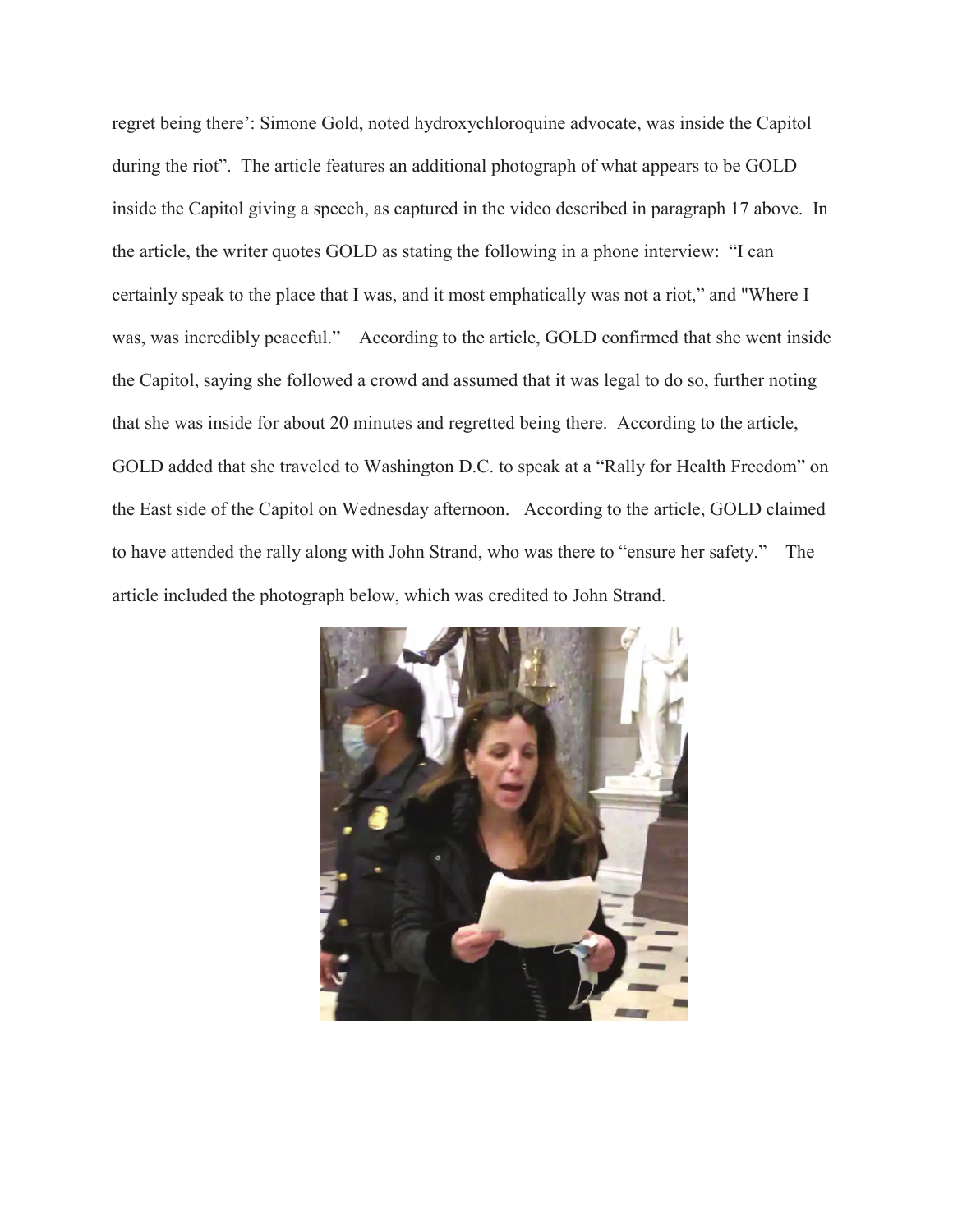regret being there': Simone Gold, noted hydroxychloroquine advocate, was inside the Capitol during the riot". The article features an additional photograph of what appears to be GOLD inside the Capitol giving a speech, as captured in the video described in paragraph 17 above. In the article, the writer quotes GOLD as stating the following in a phone interview: "I can certainly speak to the place that I was, and it most emphatically was not a riot," and "Where I was, was incredibly peaceful." According to the article, GOLD confirmed that she went inside the Capitol, saying she followed a crowd and assumed that it was legal to do so, further noting that she was inside for about 20 minutes and regretted being there. According to the article, GOLD added that she traveled to Washington D.C. to speak at a "Rally for Health Freedom" on the East side of the Capitol on Wednesday afternoon. According to the article, GOLD claimed to have attended the rally along with John Strand, who was there to "ensure her safety." The article included the photograph below, which was credited to John Strand.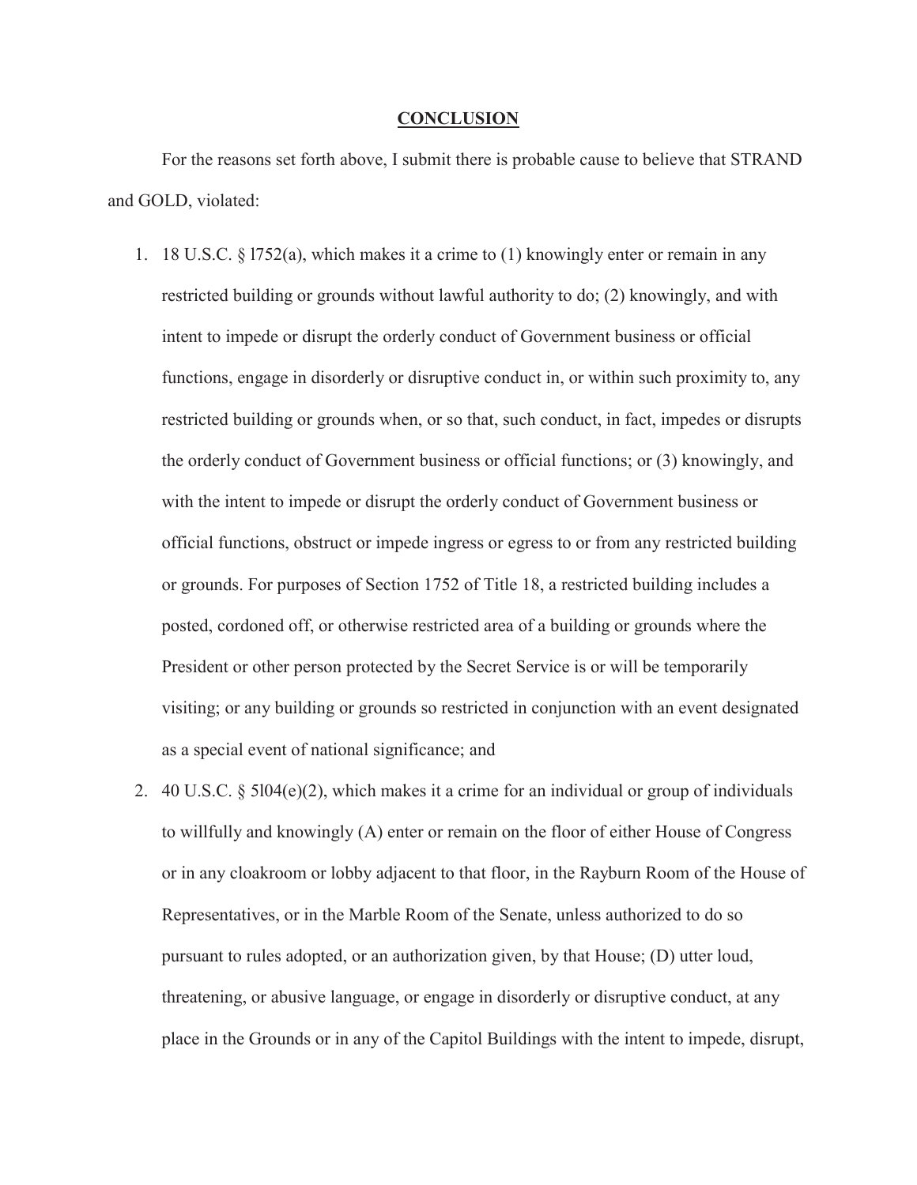## **CONCLUSION**

For the reasons set forth above, I submit there is probable cause to believe that STRAND and GOLD, violated:

1. 18 U.S.C. § l752(a), which makes it a crime to (1) knowingly enter or remain in any restricted building or grounds without lawful authority to do; (2) knowingly, and with intent to impede or disrupt the orderly conduct of Government business or official functions, engage in disorderly or disruptive conduct in, or within such proximity to, any restricted building or grounds when, or so that, such conduct, in fact, impedes or disrupts the orderly conduct of Government business or official functions; or (3) knowingly, and with the intent to impede or disrupt the orderly conduct of Government business or official functions, obstruct or impede ingress or egress to or from any restricted building or grounds. For purposes of Section 1752 of Title 18, a restricted building includes a posted, cordoned off, or otherwise restricted area of a building or grounds where the President or other person protected by the Secret Service is or will be temporarily visiting; or any building or grounds so restricted in conjunction with an event designated as a special event of national significance; and
2. 40 U.S.C. § 5l04(e)(2), which makes it a crime for an individual or group of individuals to willfully and knowingly (A) enter or remain on the floor of either House of Congress or in any cloakroom or lobby adjacent to that floor, in the Rayburn Room of the House of Representatives, or in the Marble Room of the Senate, unless authorized to do so pursuant to rules adopted, or an authorization given, by that House; (D) utter loud, threatening, or abusive language, or engage in disorderly or disruptive conduct, at any place in the Grounds or in any of the Capitol Buildings with the intent to impede, disrupt,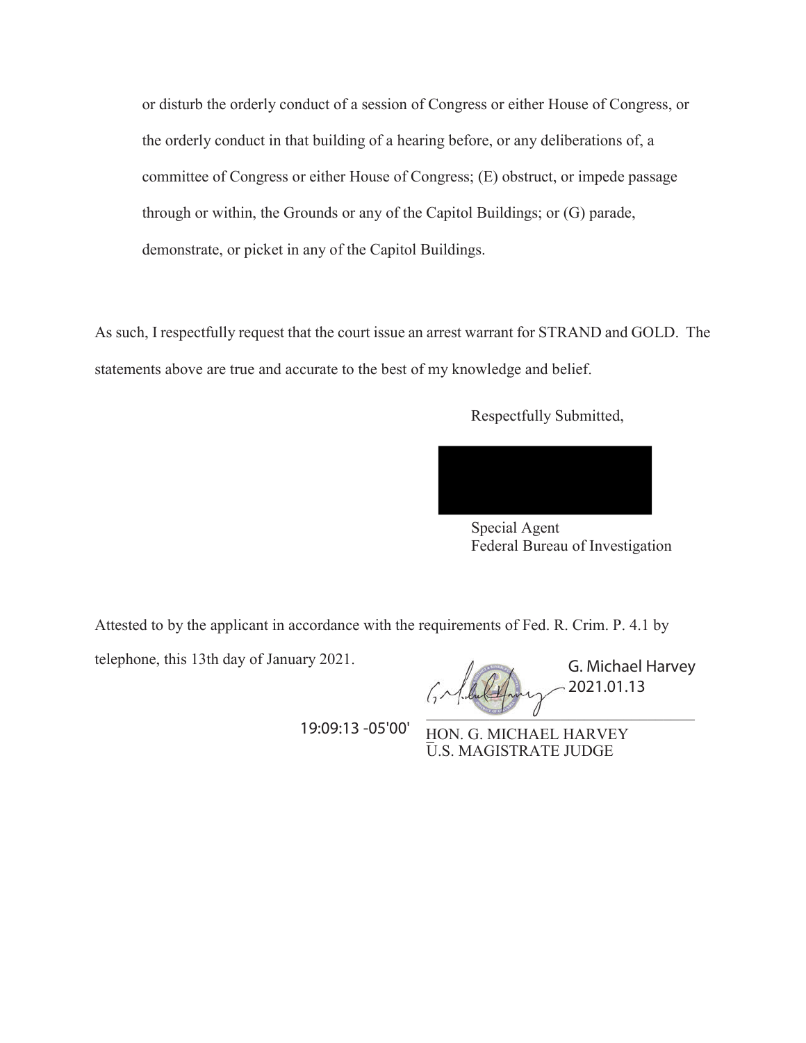or disturb the orderly conduct of a session of Congress or either House of Congress, or the orderly conduct in that building of a hearing before, or any deliberations of, a committee of Congress or either House of Congress; (E) obstruct, or impede passage through or within, the Grounds or any of the Capitol Buildings; or (G) parade, demonstrate, or picket in any of the Capitol Buildings.

As such, I respectfully request that the court issue an arrest warrant for STRAND and GOLD. The statements above are true and accurate to the best of my knowledge and belief.

Respectfully Submitted,

Special Agent
Federal Bureau of Investigation

Attested to by the applicant in accordance with the requirements of Fed. R. Crim. P. 4.1 by telephone, this 13th day of January 2021.

G. Michael Harvey
2021.01.13
19:09:13 -05'00'

HON. G. MICHAEL HARVEY
U.S. MAGISTRATE JUDGE